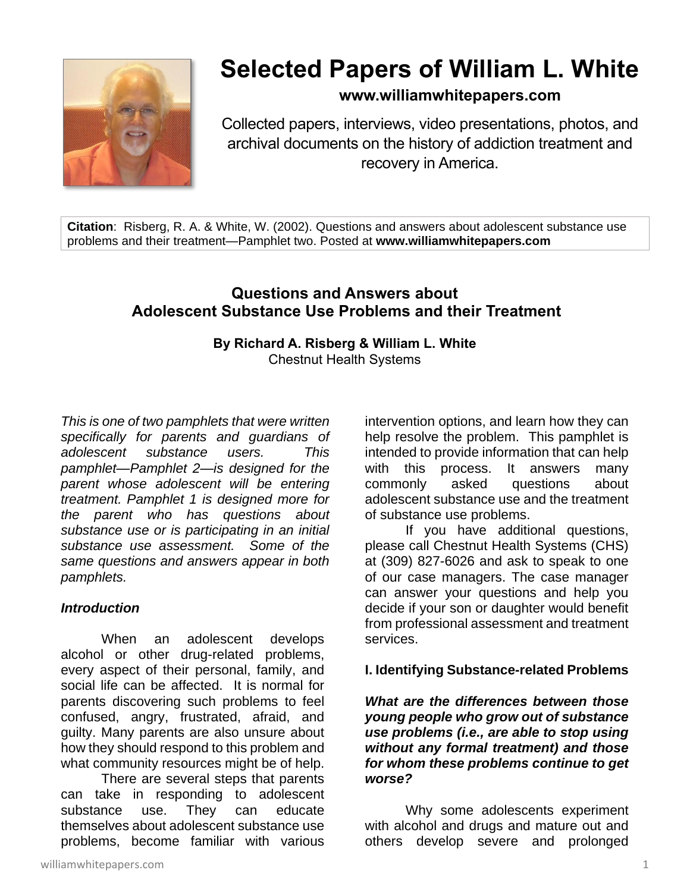# Selected Papers of William L. White

**www.williamwhitepapers.com**

Collected papers, interviews, video presentations, photos, and archival documents on the history of addiction treatment and recovery in America.

**Citation**: Risberg, R. A. & White, W. (2002). Questions and answers about adolescent substance use problems and their treatment—Pamphlet two. Posted at **www.williamwhitepapers.com**

## Questions and Answers about Adolescent Substance Use Problems and their Treatment

**By Richard A. Risberg & William L. White**
Chestnut Health Systems

*This is one of two pamphlets that were written specifically for parents and guardians of adolescent substance users. This pamphlet—Pamphlet 2—is designed for the parent whose adolescent will be entering treatment. Pamphlet 1 is designed more for the parent who has questions about substance use or is participating in an initial substance use assessment. Some of the same questions and answers appear in both pamphlets.*

### *Introduction*

When an adolescent develops alcohol or other drug-related problems, every aspect of their personal, family, and social life can be affected. It is normal for parents discovering such problems to feel confused, angry, frustrated, afraid, and guilty. Many parents are also unsure about how they should respond to this problem and what community resources might be of help.

There are several steps that parents can take in responding to adolescent substance use. They can educate themselves about adolescent substance use problems, become familiar with various intervention options, and learn how they can help resolve the problem. This pamphlet is intended to provide information that can help with this process. It answers many commonly asked questions about adolescent substance use and the treatment of substance use problems.

If you have additional questions, please call Chestnut Health Systems (CHS) at (309) 827-6026 and ask to speak to one of our case managers. The case manager can answer your questions and help you decide if your son or daughter would benefit from professional assessment and treatment services.

### I. Identifying Substance-related Problems

***What are the differences between those young people who grow out of substance use problems (i.e., are able to stop using without any formal treatment) and those for whom these problems continue to get worse?***

Why some adolescents experiment with alcohol and drugs and mature out and others develop severe and prolonged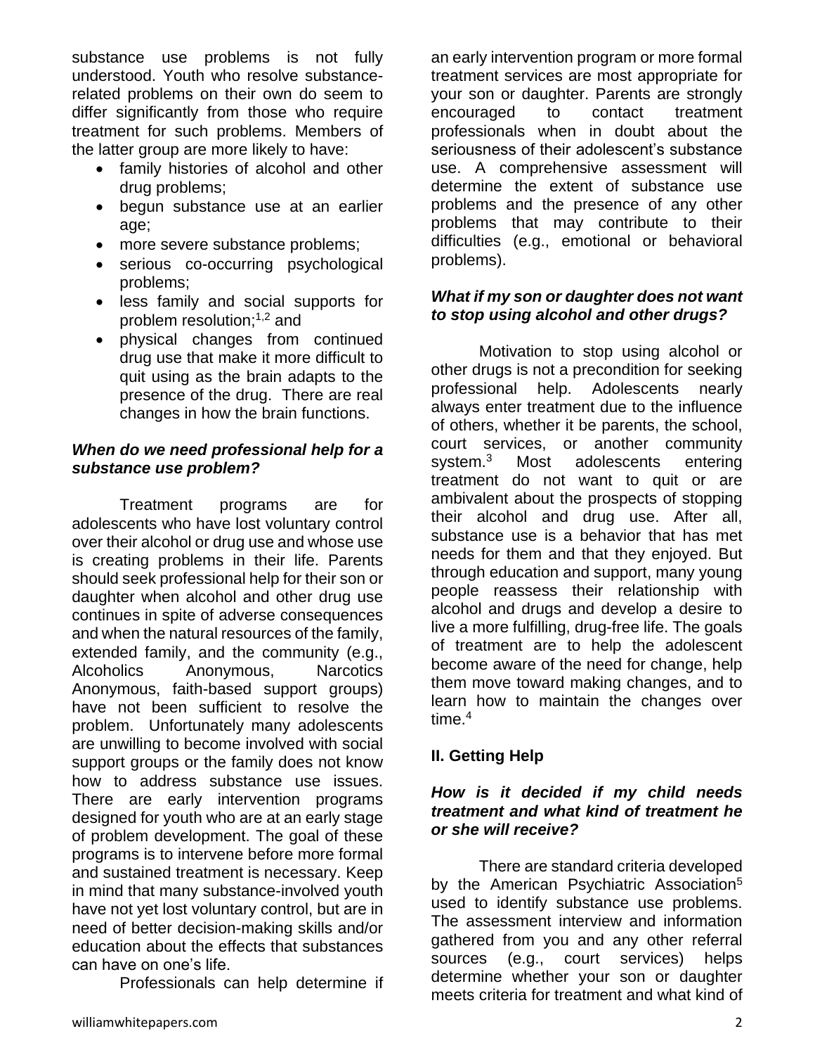substance use problems is not fully understood. Youth who resolve substance-related problems on their own do seem to differ significantly from those who require treatment for such problems. Members of the latter group are more likely to have:

- family histories of alcohol and other drug problems;
- begun substance use at an earlier age;
- more severe substance problems;
- serious co-occurring psychological problems;
- less family and social supports for problem resolution;[1,2] and
- physical changes from continued drug use that make it more difficult to quit using as the brain adapts to the presence of the drug. There are real changes in how the brain functions.

### *When do we need professional help for a substance use problem?*

Treatment programs are for adolescents who have lost voluntary control over their alcohol or drug use and whose use is creating problems in their life. Parents should seek professional help for their son or daughter when alcohol and other drug use continues in spite of adverse consequences and when the natural resources of the family, extended family, and the community (e.g., Alcoholics Anonymous, Narcotics Anonymous, faith-based support groups) have not been sufficient to resolve the problem. Unfortunately many adolescents are unwilling to become involved with social support groups or the family does not know how to address substance use issues. There are early intervention programs designed for youth who are at an early stage of problem development. The goal of these programs is to intervene before more formal and sustained treatment is necessary. Keep in mind that many substance-involved youth have not yet lost voluntary control, but are in need of better decision-making skills and/or education about the effects that substances can have on one's life.

Professionals can help determine if an early intervention program or more formal treatment services are most appropriate for your son or daughter. Parents are strongly encouraged to contact treatment professionals when in doubt about the seriousness of their adolescent's substance use. A comprehensive assessment will determine the extent of substance use problems and the presence of any other problems that may contribute to their difficulties (e.g., emotional or behavioral problems).

### *What if my son or daughter does not want to stop using alcohol and other drugs?*

Motivation to stop using alcohol or other drugs is not a precondition for seeking professional help. Adolescents nearly always enter treatment due to the influence of others, whether it be parents, the school, court services, or another community system.[3] Most adolescents entering treatment do not want to quit or are ambivalent about the prospects of stopping their alcohol and drug use. After all, substance use is a behavior that has met needs for them and that they enjoyed. But through education and support, many young people reassess their relationship with alcohol and drugs and develop a desire to live a more fulfilling, drug-free life. The goals of treatment are to help the adolescent become aware of the need for change, help them move toward making changes, and to learn how to maintain the changes over time.[4]

## II. Getting Help

### *How is it decided if my child needs treatment and what kind of treatment he or she will receive?*

There are standard criteria developed by the American Psychiatric Association[5] used to identify substance use problems. The assessment interview and information gathered from you and any other referral sources (e.g., court services) helps determine whether your son or daughter meets criteria for treatment and what kind of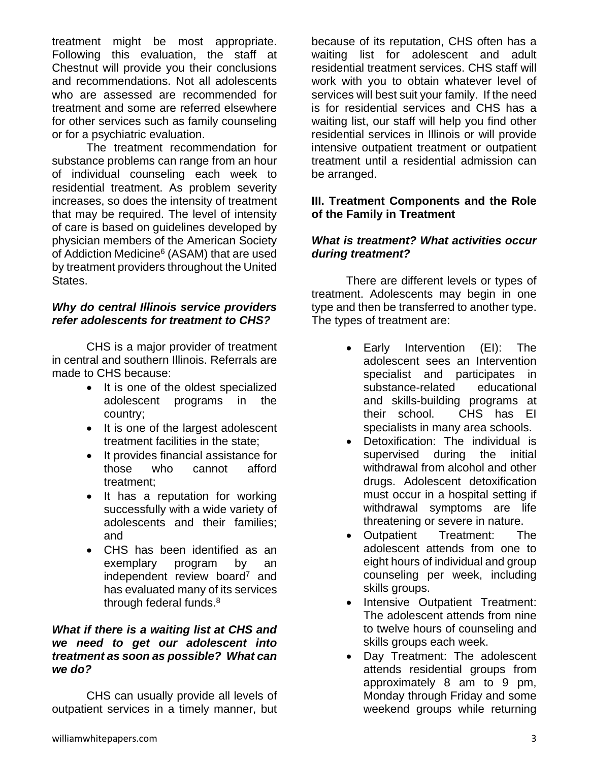treatment might be most appropriate. Following this evaluation, the staff at Chestnut will provide you their conclusions and recommendations. Not all adolescents who are assessed are recommended for treatment and some are referred elsewhere for other services such as family counseling or for a psychiatric evaluation.

The treatment recommendation for substance problems can range from an hour of individual counseling each week to residential treatment. As problem severity increases, so does the intensity of treatment that may be required. The level of intensity of care is based on guidelines developed by physician members of the American Society of Addiction Medicine[6] (ASAM) that are used by treatment providers throughout the United States.

***Why do central Illinois service providers refer adolescents for treatment to CHS?***

CHS is a major provider of treatment in central and southern Illinois. Referrals are made to CHS because:

- It is one of the oldest specialized adolescent programs in the country;
- It is one of the largest adolescent treatment facilities in the state;
- It provides financial assistance for those who cannot afford treatment;
- It has a reputation for working successfully with a wide variety of adolescents and their families; and
- CHS has been identified as an exemplary program by an independent review board[7] and has evaluated many of its services through federal funds.[8]

***What if there is a waiting list at CHS and we need to get our adolescent into treatment as soon as possible? What can we do?***

CHS can usually provide all levels of outpatient services in a timely manner, but because of its reputation, CHS often has a waiting list for adolescent and adult residential treatment services. CHS staff will work with you to obtain whatever level of services will best suit your family. If the need is for residential services and CHS has a waiting list, our staff will help you find other residential services in Illinois or will provide intensive outpatient treatment or outpatient treatment until a residential admission can be arranged.

## III. Treatment Components and the Role of the Family in Treatment

***What is treatment? What activities occur during treatment?***

There are different levels or types of treatment. Adolescents may begin in one type and then be transferred to another type. The types of treatment are:

- Early Intervention (EI): The adolescent sees an Intervention specialist and participates in substance-related educational and skills-building programs at their school. CHS has EI specialists in many area schools.
- Detoxification: The individual is supervised during the initial withdrawal from alcohol and other drugs. Adolescent detoxification must occur in a hospital setting if withdrawal symptoms are life threatening or severe in nature.
- Outpatient Treatment: The adolescent attends from one to eight hours of individual and group counseling per week, including skills groups.
- Intensive Outpatient Treatment: The adolescent attends from nine to twelve hours of counseling and skills groups each week.
- Day Treatment: The adolescent attends residential groups from approximately 8 am to 9 pm, Monday through Friday and some weekend groups while returning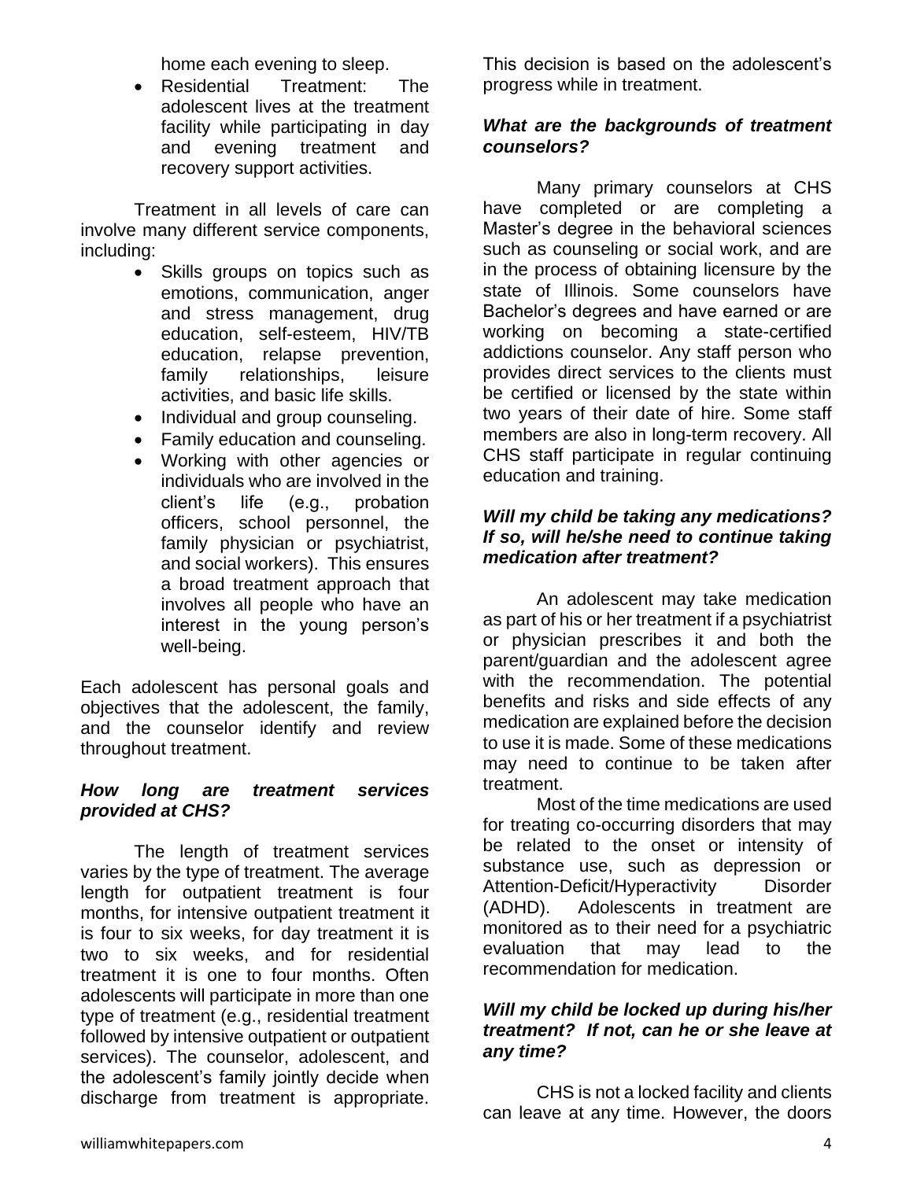home each evening to sleep.

- Residential Treatment: The adolescent lives at the treatment facility while participating in day and evening treatment and recovery support activities.

Treatment in all levels of care can involve many different service components, including:

- Skills groups on topics such as emotions, communication, anger and stress management, drug education, self-esteem, HIV/TB education, relapse prevention, family relationships, leisure activities, and basic life skills.
- Individual and group counseling.
- Family education and counseling.
- Working with other agencies or individuals who are involved in the client's life (e.g., probation officers, school personnel, the family physician or psychiatrist, and social workers). This ensures a broad treatment approach that involves all people who have an interest in the young person's well-being.

Each adolescent has personal goals and objectives that the adolescent, the family, and the counselor identify and review throughout treatment.

***How long are treatment services provided at CHS?***

The length of treatment services varies by the type of treatment. The average length for outpatient treatment is four months, for intensive outpatient treatment it is four to six weeks, for day treatment it is two to six weeks, and for residential treatment it is one to four months. Often adolescents will participate in more than one type of treatment (e.g., residential treatment followed by intensive outpatient or outpatient services). The counselor, adolescent, and the adolescent's family jointly decide when discharge from treatment is appropriate. This decision is based on the adolescent's progress while in treatment.

***What are the backgrounds of treatment counselors?***

Many primary counselors at CHS have completed or are completing a Master's degree in the behavioral sciences such as counseling or social work, and are in the process of obtaining licensure by the state of Illinois. Some counselors have Bachelor's degrees and have earned or are working on becoming a state-certified addictions counselor. Any staff person who provides direct services to the clients must be certified or licensed by the state within two years of their date of hire. Some staff members are also in long-term recovery. All CHS staff participate in regular continuing education and training.

***Will my child be taking any medications? If so, will he/she need to continue taking medication after treatment?***

An adolescent may take medication as part of his or her treatment if a psychiatrist or physician prescribes it and both the parent/guardian and the adolescent agree with the recommendation. The potential benefits and risks and side effects of any medication are explained before the decision to use it is made. Some of these medications may need to continue to be taken after treatment.

Most of the time medications are used for treating co-occurring disorders that may be related to the onset or intensity of substance use, such as depression or Attention-Deficit/Hyperactivity Disorder (ADHD). Adolescents in treatment are monitored as to their need for a psychiatric evaluation that may lead to the recommendation for medication.

***Will my child be locked up during his/her treatment? If not, can he or she leave at any time?***

CHS is not a locked facility and clients can leave at any time. However, the doors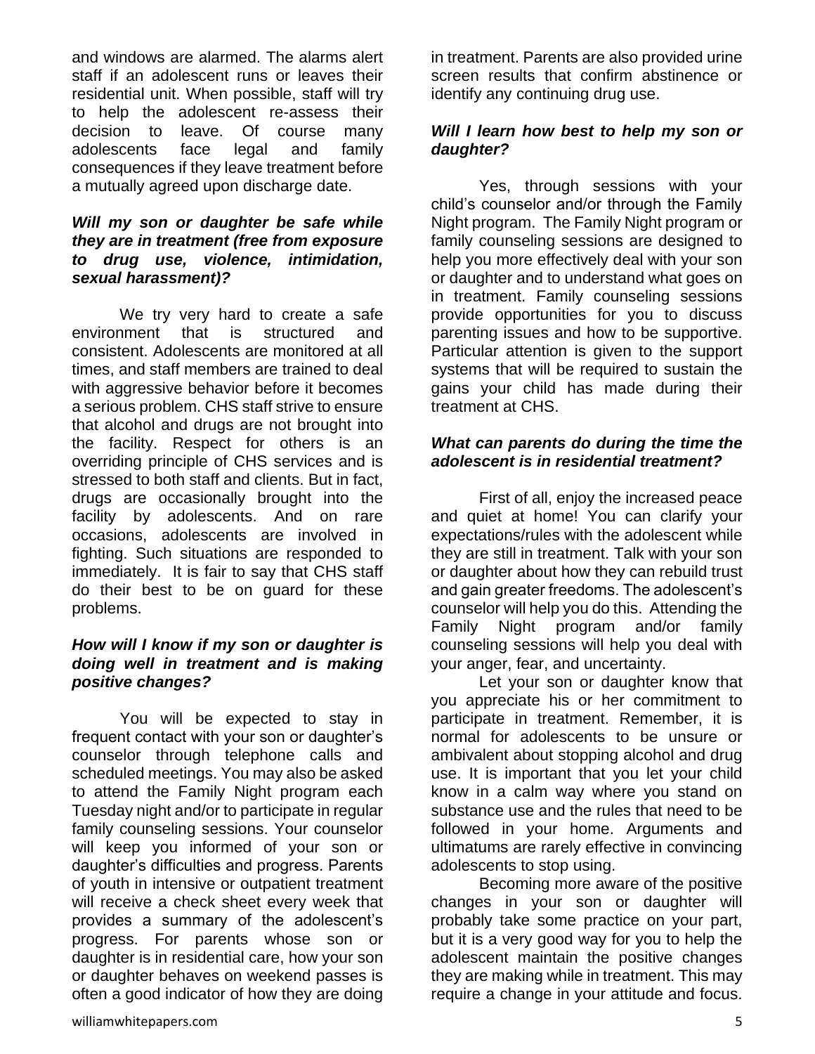and windows are alarmed. The alarms alert staff if an adolescent runs or leaves their residential unit. When possible, staff will try to help the adolescent re-assess their decision to leave. Of course many adolescents face legal and family consequences if they leave treatment before a mutually agreed upon discharge date.

***Will my son or daughter be safe while they are in treatment (free from exposure to drug use, violence, intimidation, sexual harassment)?***

We try very hard to create a safe environment that is structured and consistent. Adolescents are monitored at all times, and staff members are trained to deal with aggressive behavior before it becomes a serious problem. CHS staff strive to ensure that alcohol and drugs are not brought into the facility. Respect for others is an overriding principle of CHS services and is stressed to both staff and clients. But in fact, drugs are occasionally brought into the facility by adolescents. And on rare occasions, adolescents are involved in fighting. Such situations are responded to immediately. It is fair to say that CHS staff do their best to be on guard for these problems.

***How will I know if my son or daughter is doing well in treatment and is making positive changes?***

You will be expected to stay in frequent contact with your son or daughter's counselor through telephone calls and scheduled meetings. You may also be asked to attend the Family Night program each Tuesday night and/or to participate in regular family counseling sessions. Your counselor will keep you informed of your son or daughter's difficulties and progress. Parents of youth in intensive or outpatient treatment will receive a check sheet every week that provides a summary of the adolescent's progress. For parents whose son or daughter is in residential care, how your son or daughter behaves on weekend passes is often a good indicator of how they are doing in treatment. Parents are also provided urine screen results that confirm abstinence or identify any continuing drug use.

***Will I learn how best to help my son or daughter?***

Yes, through sessions with your child's counselor and/or through the Family Night program. The Family Night program or family counseling sessions are designed to help you more effectively deal with your son or daughter and to understand what goes on in treatment. Family counseling sessions provide opportunities for you to discuss parenting issues and how to be supportive. Particular attention is given to the support systems that will be required to sustain the gains your child has made during their treatment at CHS.

***What can parents do during the time the adolescent is in residential treatment?***

First of all, enjoy the increased peace and quiet at home! You can clarify your expectations/rules with the adolescent while they are still in treatment. Talk with your son or daughter about how they can rebuild trust and gain greater freedoms. The adolescent's counselor will help you do this. Attending the Family Night program and/or family counseling sessions will help you deal with your anger, fear, and uncertainty.

Let your son or daughter know that you appreciate his or her commitment to participate in treatment. Remember, it is normal for adolescents to be unsure or ambivalent about stopping alcohol and drug use. It is important that you let your child know in a calm way where you stand on substance use and the rules that need to be followed in your home. Arguments and ultimatums are rarely effective in convincing adolescents to stop using.

Becoming more aware of the positive changes in your son or daughter will probably take some practice on your part, but it is a very good way for you to help the adolescent maintain the positive changes they are making while in treatment. This may require a change in your attitude and focus.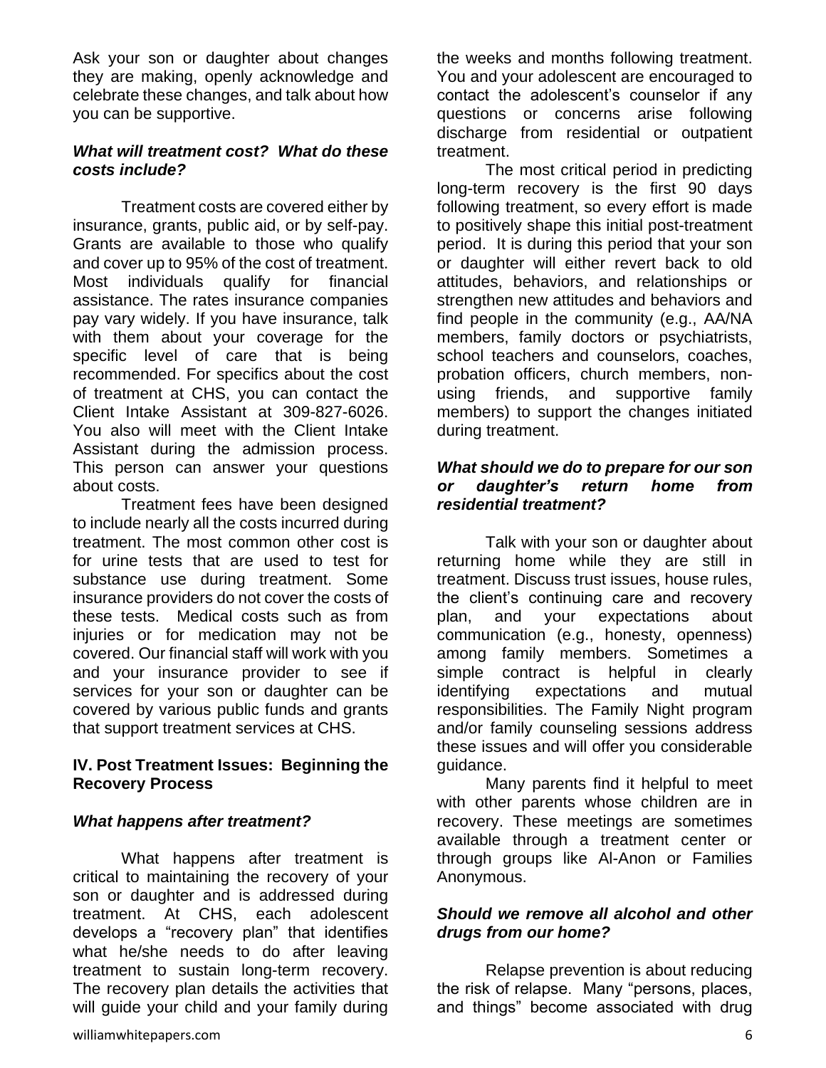Ask your son or daughter about changes they are making, openly acknowledge and celebrate these changes, and talk about how you can be supportive.

***What will treatment cost? What do these costs include?***

Treatment costs are covered either by insurance, grants, public aid, or by self-pay. Grants are available to those who qualify and cover up to 95% of the cost of treatment. Most individuals qualify for financial assistance. The rates insurance companies pay vary widely. If you have insurance, talk with them about your coverage for the specific level of care that is being recommended. For specifics about the cost of treatment at CHS, you can contact the Client Intake Assistant at 309-827-6026. You also will meet with the Client Intake Assistant during the admission process. This person can answer your questions about costs.

Treatment fees have been designed to include nearly all the costs incurred during treatment. The most common other cost is for urine tests that are used to test for substance use during treatment. Some insurance providers do not cover the costs of these tests. Medical costs such as from injuries or for medication may not be covered. Our financial staff will work with you and your insurance provider to see if services for your son or daughter can be covered by various public funds and grants that support treatment services at CHS.

## IV. Post Treatment Issues: Beginning the Recovery Process

***What happens after treatment?***

What happens after treatment is critical to maintaining the recovery of your son or daughter and is addressed during treatment. At CHS, each adolescent develops a "recovery plan" that identifies what he/she needs to do after leaving treatment to sustain long-term recovery. The recovery plan details the activities that will guide your child and your family during the weeks and months following treatment. You and your adolescent are encouraged to contact the adolescent's counselor if any questions or concerns arise following discharge from residential or outpatient treatment.

The most critical period in predicting long-term recovery is the first 90 days following treatment, so every effort is made to positively shape this initial post-treatment period. It is during this period that your son or daughter will either revert back to old attitudes, behaviors, and relationships or strengthen new attitudes and behaviors and find people in the community (e.g., AA/NA members, family doctors or psychiatrists, school teachers and counselors, coaches, probation officers, church members, non-using friends, and supportive family members) to support the changes initiated during treatment.

***What should we do to prepare for our son or daughter's return home from residential treatment?***

Talk with your son or daughter about returning home while they are still in treatment. Discuss trust issues, house rules, the client's continuing care and recovery plan, and your expectations about communication (e.g., honesty, openness) among family members. Sometimes a simple contract is helpful in clearly identifying expectations and mutual responsibilities. The Family Night program and/or family counseling sessions address these issues and will offer you considerable guidance.

Many parents find it helpful to meet with other parents whose children are in recovery. These meetings are sometimes available through a treatment center or through groups like Al-Anon or Families Anonymous.

***Should we remove all alcohol and other drugs from our home?***

Relapse prevention is about reducing the risk of relapse. Many "persons, places, and things" become associated with drug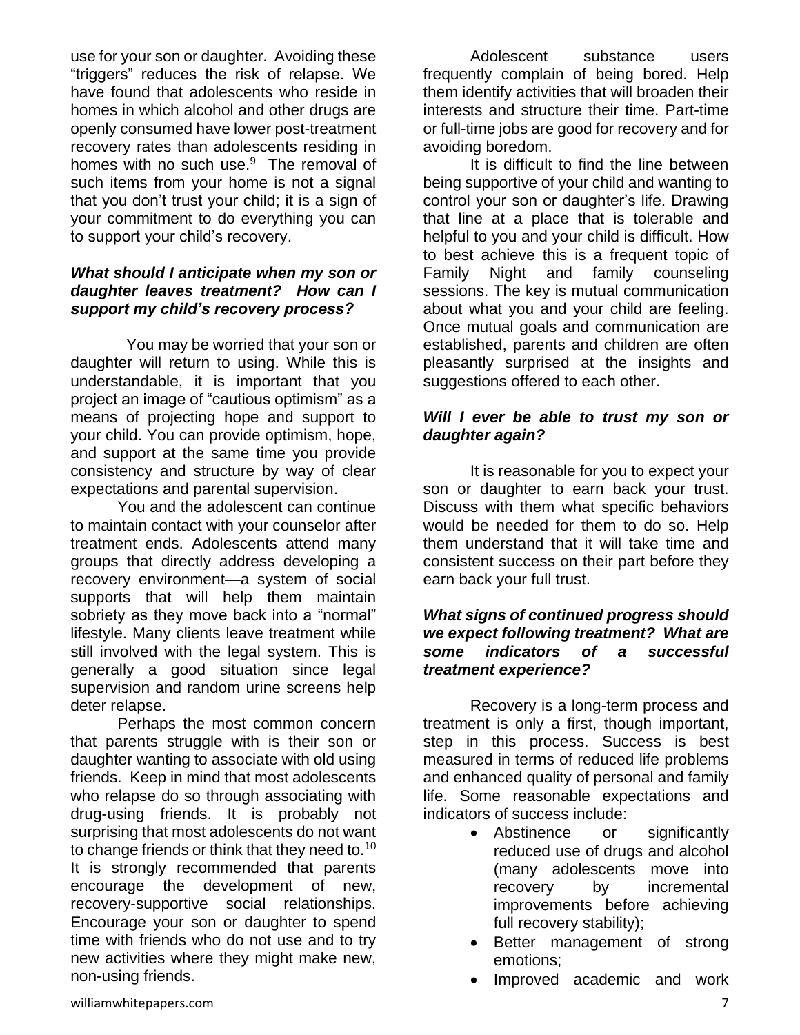use for your son or daughter. Avoiding these “triggers” reduces the risk of relapse. We have found that adolescents who reside in homes in which alcohol and other drugs are openly consumed have lower post-treatment recovery rates than adolescents residing in homes with no such use.[9] The removal of such items from your home is not a signal that you don’t trust your child; it is a sign of your commitment to do everything you can to support your child’s recovery.

***What should I anticipate when my son or daughter leaves treatment? How can I support my child’s recovery process?***

You may be worried that your son or daughter will return to using. While this is understandable, it is important that you project an image of “cautious optimism” as a means of projecting hope and support to your child. You can provide optimism, hope, and support at the same time you provide consistency and structure by way of clear expectations and parental supervision.

You and the adolescent can continue to maintain contact with your counselor after treatment ends. Adolescents attend many groups that directly address developing a recovery environment—a system of social supports that will help them maintain sobriety as they move back into a “normal” lifestyle. Many clients leave treatment while still involved with the legal system. This is generally a good situation since legal supervision and random urine screens help deter relapse.

Perhaps the most common concern that parents struggle with is their son or daughter wanting to associate with old using friends. Keep in mind that most adolescents who relapse do so through associating with drug-using friends. It is probably not surprising that most adolescents do not want to change friends or think that they need to.[10] It is strongly recommended that parents encourage the development of new, recovery-supportive social relationships. Encourage your son or daughter to spend time with friends who do not use and to try new activities where they might make new, non-using friends.

Adolescent substance users frequently complain of being bored. Help them identify activities that will broaden their interests and structure their time. Part-time or full-time jobs are good for recovery and for avoiding boredom.

It is difficult to find the line between being supportive of your child and wanting to control your son or daughter’s life. Drawing that line at a place that is tolerable and helpful to you and your child is difficult. How to best achieve this is a frequent topic of Family Night and family counseling sessions. The key is mutual communication about what you and your child are feeling. Once mutual goals and communication are established, parents and children are often pleasantly surprised at the insights and suggestions offered to each other.

***Will I ever be able to trust my son or daughter again?***

It is reasonable for you to expect your son or daughter to earn back your trust. Discuss with them what specific behaviors would be needed for them to do so. Help them understand that it will take time and consistent success on their part before they earn back your full trust.

***What signs of continued progress should we expect following treatment? What are some indicators of a successful treatment experience?***

Recovery is a long-term process and treatment is only a first, though important, step in this process. Success is best measured in terms of reduced life problems and enhanced quality of personal and family life. Some reasonable expectations and indicators of success include:

- Abstinence or significantly reduced use of drugs and alcohol (many adolescents move into recovery by incremental improvements before achieving full recovery stability);
- Better management of strong emotions;
- Improved academic and work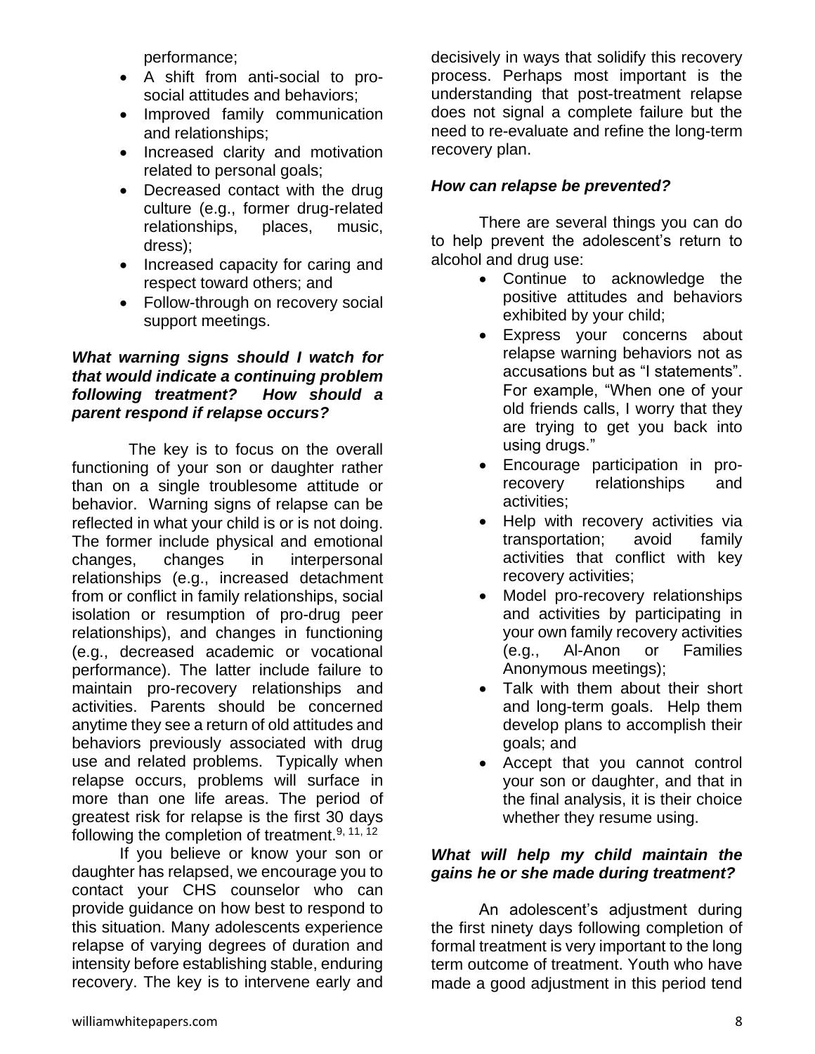performance;

- A shift from anti-social to pro-social attitudes and behaviors;
- Improved family communication and relationships;
- Increased clarity and motivation related to personal goals;
- Decreased contact with the drug culture (e.g., former drug-related relationships, places, music, dress);
- Increased capacity for caring and respect toward others; and
- Follow-through on recovery social support meetings.

***What warning signs should I watch for that would indicate a continuing problem following treatment? How should a parent respond if relapse occurs?***

The key is to focus on the overall functioning of your son or daughter rather than on a single troublesome attitude or behavior. Warning signs of relapse can be reflected in what your child is or is not doing. The former include physical and emotional changes, changes in interpersonal relationships (e.g., increased detachment from or conflict in family relationships, social isolation or resumption of pro-drug peer relationships), and changes in functioning (e.g., decreased academic or vocational performance). The latter include failure to maintain pro-recovery relationships and activities. Parents should be concerned anytime they see a return of old attitudes and behaviors previously associated with drug use and related problems. Typically when relapse occurs, problems will surface in more than one life areas. The period of greatest risk for relapse is the first 30 days following the completion of treatment.[9, 11, 12]

If you believe or know your son or daughter has relapsed, we encourage you to contact your CHS counselor who can provide guidance on how best to respond to this situation. Many adolescents experience relapse of varying degrees of duration and intensity before establishing stable, enduring recovery. The key is to intervene early and decisively in ways that solidify this recovery process. Perhaps most important is the understanding that post-treatment relapse does not signal a complete failure but the need to re-evaluate and refine the long-term recovery plan.

***How can relapse be prevented?***

There are several things you can do to help prevent the adolescent's return to alcohol and drug use:

- Continue to acknowledge the positive attitudes and behaviors exhibited by your child;
- Express your concerns about relapse warning behaviors not as accusations but as "I statements". For example, "When one of your old friends calls, I worry that they are trying to get you back into using drugs."
- Encourage participation in pro-recovery relationships and activities;
- Help with recovery activities via transportation; avoid family activities that conflict with key recovery activities;
- Model pro-recovery relationships and activities by participating in your own family recovery activities (e.g., Al-Anon or Families Anonymous meetings);
- Talk with them about their short and long-term goals. Help them develop plans to accomplish their goals; and
- Accept that you cannot control your son or daughter, and that in the final analysis, it is their choice whether they resume using.

***What will help my child maintain the gains he or she made during treatment?***

An adolescent's adjustment during the first ninety days following completion of formal treatment is very important to the long term outcome of treatment. Youth who have made a good adjustment in this period tend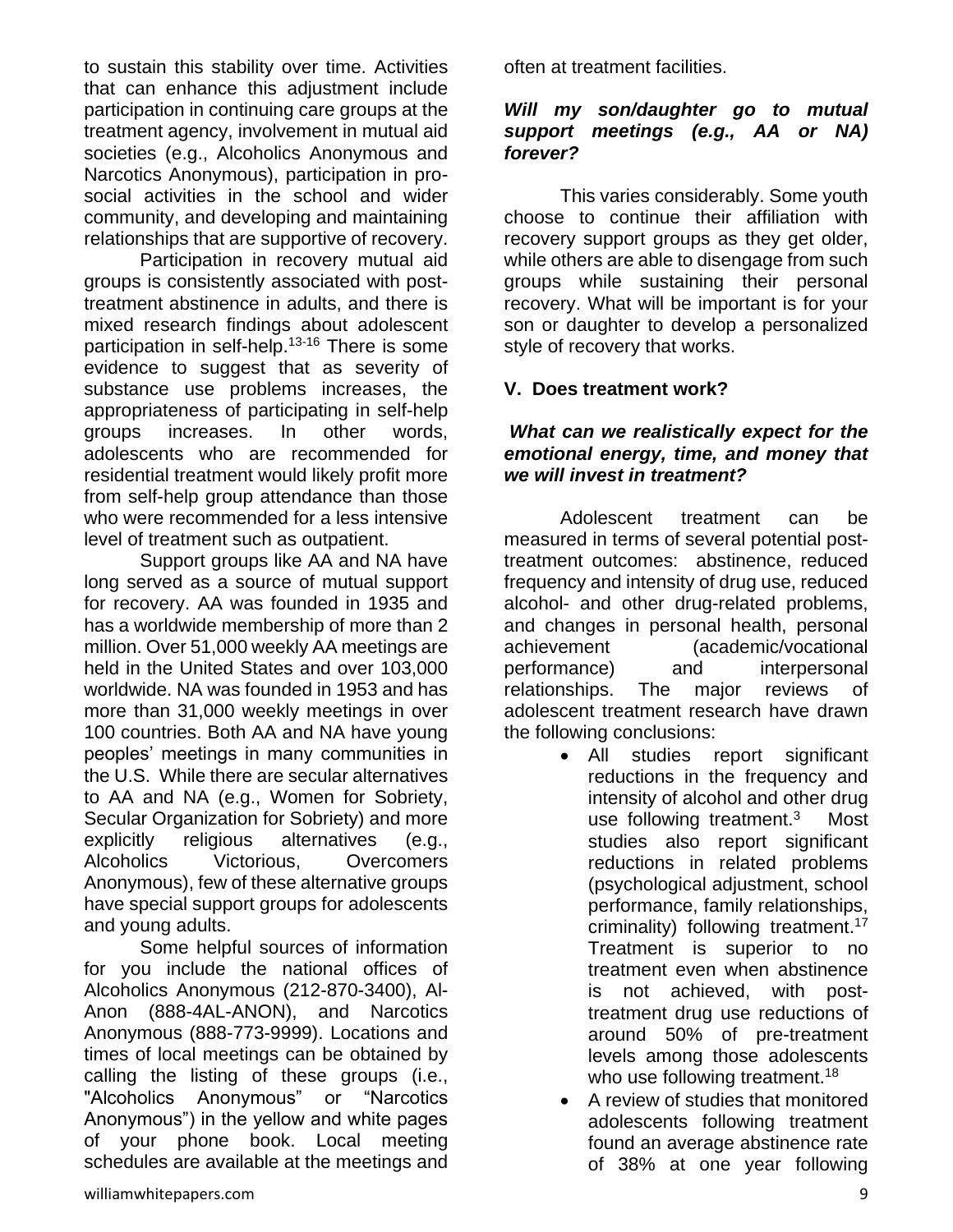to sustain this stability over time. Activities that can enhance this adjustment include participation in continuing care groups at the treatment agency, involvement in mutual aid societies (e.g., Alcoholics Anonymous and Narcotics Anonymous), participation in pro-social activities in the school and wider community, and developing and maintaining relationships that are supportive of recovery.

Participation in recovery mutual aid groups is consistently associated with post-treatment abstinence in adults, and there is mixed research findings about adolescent participation in self-help.[13-16] There is some evidence to suggest that as severity of substance use problems increases, the appropriateness of participating in self-help groups increases. In other words, adolescents who are recommended for residential treatment would likely profit more from self-help group attendance than those who were recommended for a less intensive level of treatment such as outpatient.

Support groups like AA and NA have long served as a source of mutual support for recovery. AA was founded in 1935 and has a worldwide membership of more than 2 million. Over 51,000 weekly AA meetings are held in the United States and over 103,000 worldwide. NA was founded in 1953 and has more than 31,000 weekly meetings in over 100 countries. Both AA and NA have young peoples' meetings in many communities in the U.S. While there are secular alternatives to AA and NA (e.g., Women for Sobriety, Secular Organization for Sobriety) and more explicitly religious alternatives (e.g., Alcoholics Victorious, Overcomers Anonymous), few of these alternative groups have special support groups for adolescents and young adults.

Some helpful sources of information for you include the national offices of Alcoholics Anonymous (212-870-3400), Al-Anon (888-4AL-ANON), and Narcotics Anonymous (888-773-9999). Locations and times of local meetings can be obtained by calling the listing of these groups (i.e., "Alcoholics Anonymous" or "Narcotics Anonymous") in the yellow and white pages of your phone book. Local meeting schedules are available at the meetings and often at treatment facilities.

***Will my son/daughter go to mutual support meetings (e.g., AA or NA) forever?***

This varies considerably. Some youth choose to continue their affiliation with recovery support groups as they get older, while others are able to disengage from such groups while sustaining their personal recovery. What will be important is for your son or daughter to develop a personalized style of recovery that works.

## V. Does treatment work?

***What can we realistically expect for the emotional energy, time, and money that we will invest in treatment?***

Adolescent treatment can be measured in terms of several potential post-treatment outcomes: abstinence, reduced frequency and intensity of drug use, reduced alcohol- and other drug-related problems, and changes in personal health, personal achievement (academic/vocational performance) and interpersonal relationships. The major reviews of adolescent treatment research have drawn the following conclusions:

- All studies report significant reductions in the frequency and intensity of alcohol and other drug use following treatment.[3] Most studies also report significant reductions in related problems (psychological adjustment, school performance, family relationships, criminality) following treatment.[17] Treatment is superior to no treatment even when abstinence is not achieved, with post-treatment drug use reductions of around 50% of pre-treatment levels among those adolescents who use following treatment.[18]
- A review of studies that monitored adolescents following treatment found an average abstinence rate of 38% at one year following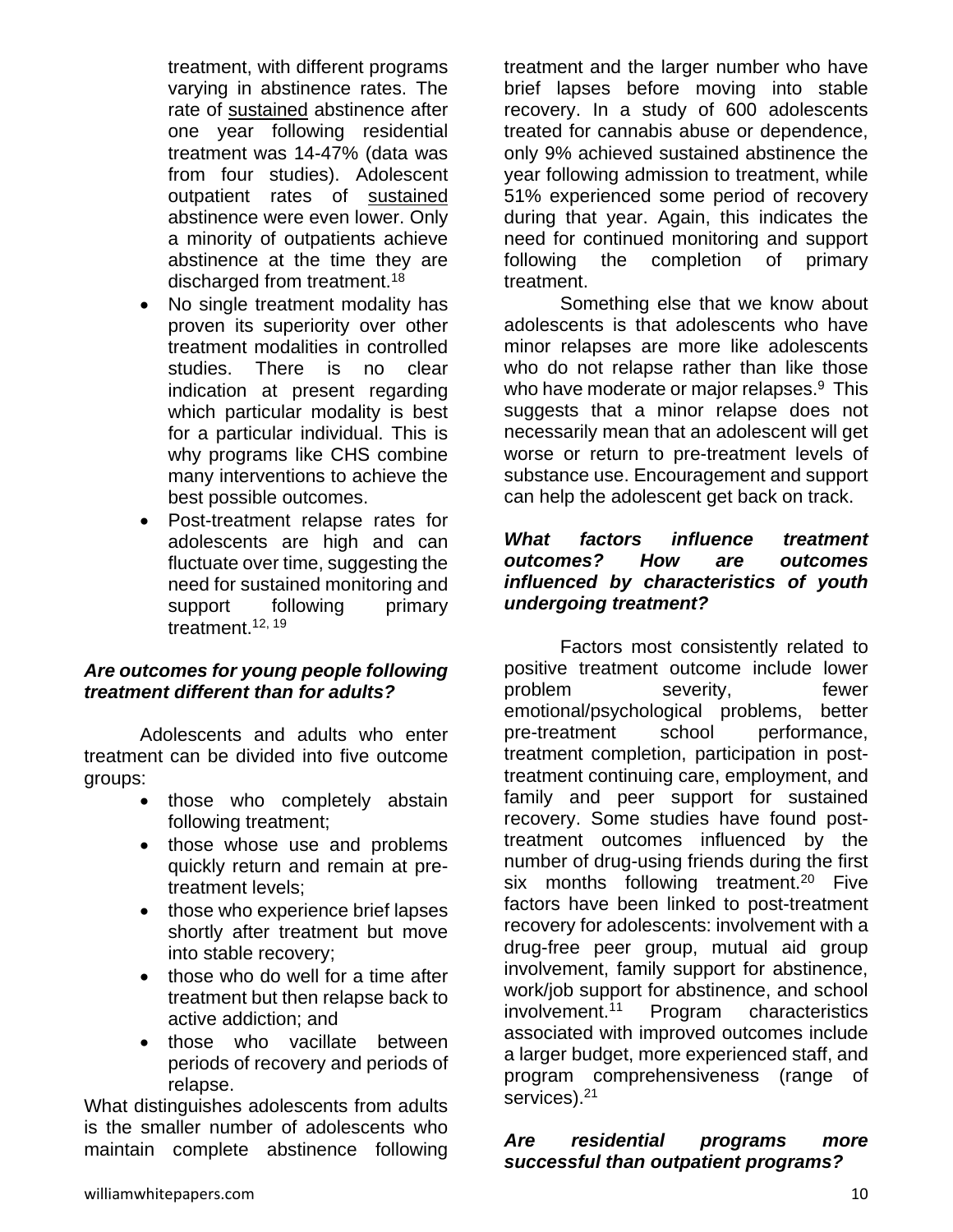treatment, with different programs varying in abstinence rates. The rate of sustained abstinence after one year following residential treatment was 14-47% (data was from four studies). Adolescent outpatient rates of sustained abstinence were even lower. Only a minority of outpatients achieve abstinence at the time they are discharged from treatment.[18]

- No single treatment modality has proven its superiority over other treatment modalities in controlled studies. There is no clear indication at present regarding which particular modality is best for a particular individual. This is why programs like CHS combine many interventions to achieve the best possible outcomes.
- Post-treatment relapse rates for adolescents are high and can fluctuate over time, suggesting the need for sustained monitoring and support following primary treatment.[12, 19]

***Are outcomes for young people following treatment different than for adults?***

Adolescents and adults who enter treatment can be divided into five outcome groups:

- those who completely abstain following treatment;
- those whose use and problems quickly return and remain at pre-treatment levels;
- those who experience brief lapses shortly after treatment but move into stable recovery;
- those who do well for a time after treatment but then relapse back to active addiction; and
- those who vacillate between periods of recovery and periods of relapse.

What distinguishes adolescents from adults is the smaller number of adolescents who maintain complete abstinence following treatment and the larger number who have brief lapses before moving into stable recovery. In a study of 600 adolescents treated for cannabis abuse or dependence, only 9% achieved sustained abstinence the year following admission to treatment, while 51% experienced some period of recovery during that year. Again, this indicates the need for continued monitoring and support following the completion of primary treatment.

Something else that we know about adolescents is that adolescents who have minor relapses are more like adolescents who do not relapse rather than like those who have moderate or major relapses.[9] This suggests that a minor relapse does not necessarily mean that an adolescent will get worse or return to pre-treatment levels of substance use. Encouragement and support can help the adolescent get back on track.

***What factors influence treatment outcomes? How are outcomes influenced by characteristics of youth undergoing treatment?***

Factors most consistently related to positive treatment outcome include lower problem severity, fewer emotional/psychological problems, better pre-treatment school performance, treatment completion, participation in post-treatment continuing care, employment, and family and peer support for sustained recovery. Some studies have found post-treatment outcomes influenced by the number of drug-using friends during the first six months following treatment.[20] Five factors have been linked to post-treatment recovery for adolescents: involvement with a drug-free peer group, mutual aid group involvement, family support for abstinence, work/job support for abstinence, and school involvement.[11] Program characteristics associated with improved outcomes include a larger budget, more experienced staff, and program comprehensiveness (range of services).[21]

***Are residential programs more successful than outpatient programs?***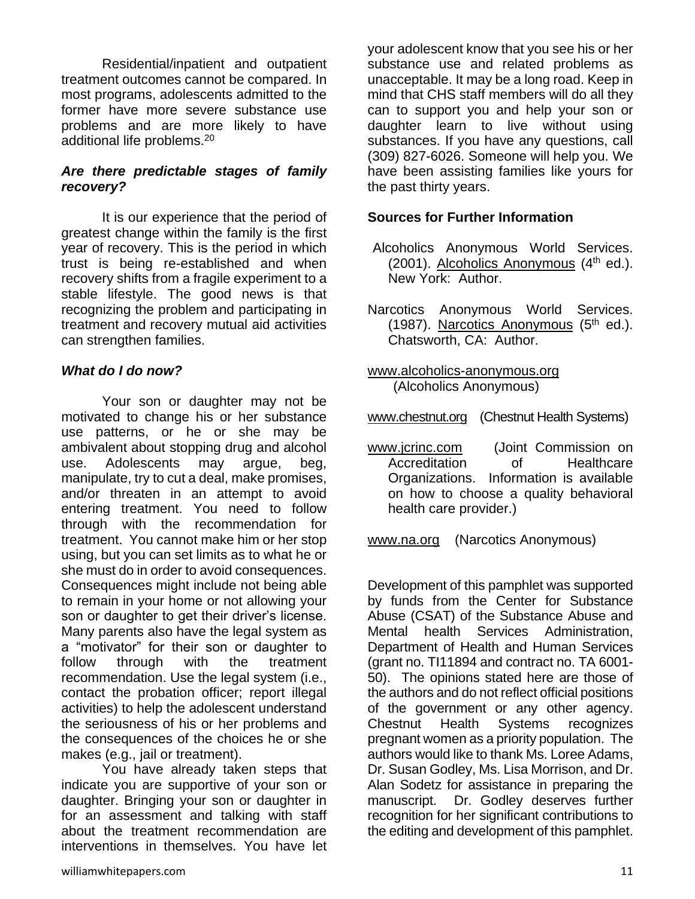Residential/inpatient and outpatient treatment outcomes cannot be compared. In most programs, adolescents admitted to the former have more severe substance use problems and are more likely to have additional life problems.[20]

***Are there predictable stages of family recovery?***

It is our experience that the period of greatest change within the family is the first year of recovery. This is the period in which trust is being re-established and when recovery shifts from a fragile experiment to a stable lifestyle. The good news is that recognizing the problem and participating in treatment and recovery mutual aid activities can strengthen families.

***What do I do now?***

Your son or daughter may not be motivated to change his or her substance use patterns, or he or she may be ambivalent about stopping drug and alcohol use. Adolescents may argue, beg, manipulate, try to cut a deal, make promises, and/or threaten in an attempt to avoid entering treatment. You need to follow through with the recommendation for treatment. You cannot make him or her stop using, but you can set limits as to what he or she must do in order to avoid consequences. Consequences might include not being able to remain in your home or not allowing your son or daughter to get their driver's license. Many parents also have the legal system as a "motivator" for their son or daughter to follow through with the treatment recommendation. Use the legal system (i.e., contact the probation officer; report illegal activities) to help the adolescent understand the seriousness of his or her problems and the consequences of the choices he or she makes (e.g., jail or treatment).

You have already taken steps that indicate you are supportive of your son or daughter. Bringing your son or daughter in for an assessment and talking with staff about the treatment recommendation are interventions in themselves. You have let your adolescent know that you see his or her substance use and related problems as unacceptable. It may be a long road. Keep in mind that CHS staff members will do all they can to support you and help your son or daughter learn to live without using substances. If you have any questions, call (309) 827-6026. Someone will help you. We have been assisting families like yours for the past thirty years.

**Sources for Further Information**

Alcoholics Anonymous World Services. (2001). Alcoholics Anonymous (4th ed.). New York: Author.

Narcotics Anonymous World Services. (1987). Narcotics Anonymous (5th ed.). Chatsworth, CA: Author.

www.alcoholics-anonymous.org (Alcoholics Anonymous)

www.chestnut.org (Chestnut Health Systems)

www.jcrinc.com (Joint Commission on Accreditation of Healthcare Organizations. Information is available on how to choose a quality behavioral health care provider.)

www.na.org (Narcotics Anonymous)

Development of this pamphlet was supported by funds from the Center for Substance Abuse (CSAT) of the Substance Abuse and Mental health Services Administration, Department of Health and Human Services (grant no. TI11894 and contract no. TA 6001-50). The opinions stated here are those of the authors and do not reflect official positions of the government or any other agency. Chestnut Health Systems recognizes pregnant women as a priority population. The authors would like to thank Ms. Loree Adams, Dr. Susan Godley, Ms. Lisa Morrison, and Dr. Alan Sodetz for assistance in preparing the manuscript. Dr. Godley deserves further recognition for her significant contributions to the editing and development of this pamphlet.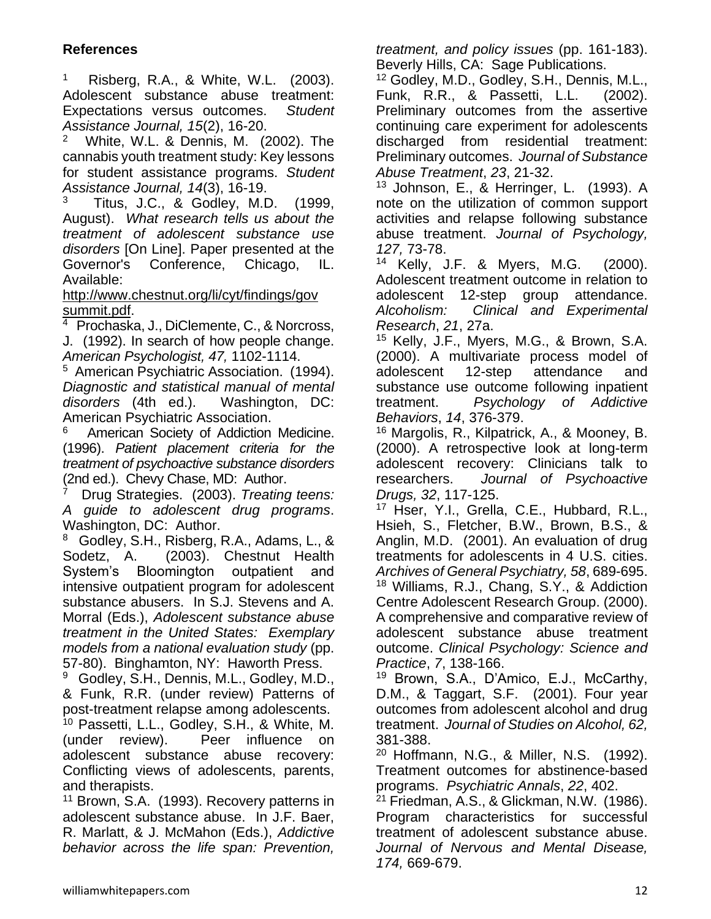**References**

[1] Risberg, R.A., & White, W.L. (2003). Adolescent substance abuse treatment: Expectations versus outcomes. *Student Assistance Journal, 15*(2), 16-20.

[2] White, W.L. & Dennis, M. (2002). The cannabis youth treatment study: Key lessons for student assistance programs. *Student Assistance Journal, 14*(3), 16-19.

[3] Titus, J.C., & Godley, M.D. (1999, August). *What research tells us about the treatment of adolescent substance use disorders* [On Line]. Paper presented at the Governor's Conference, Chicago, IL. Available: http://www.chestnut.org/li/cyt/findings/govsummit.pdf.

[4] Prochaska, J., DiClemente, C., & Norcross, J. (1992). In search of how people change. *American Psychologist, 47,* 1102-1114.

[5] American Psychiatric Association. (1994). *Diagnostic and statistical manual of mental disorders* (4th ed.). Washington, DC: American Psychiatric Association.

[6] American Society of Addiction Medicine. (1996). *Patient placement criteria for the treatment of psychoactive substance disorders* (2nd ed.). Chevy Chase, MD: Author.

[7] Drug Strategies. (2003). *Treating teens: A guide to adolescent drug programs*. Washington, DC: Author.

[8] Godley, S.H., Risberg, R.A., Adams, L., & Sodetz, A. (2003). Chestnut Health System's Bloomington outpatient and intensive outpatient program for adolescent substance abusers. In S.J. Stevens and A. Morral (Eds.), *Adolescent substance abuse treatment in the United States: Exemplary models from a national evaluation study* (pp. 57-80). Binghamton, NY: Haworth Press.

[9] Godley, S.H., Dennis, M.L., Godley, M.D., & Funk, R.R. (under review) Patterns of post-treatment relapse among adolescents.

[10] Passetti, L.L., Godley, S.H., & White, M. (under review). Peer influence on adolescent substance abuse recovery: Conflicting views of adolescents, parents, and therapists.

[11] Brown, S.A. (1993). Recovery patterns in adolescent substance abuse. In J.F. Baer, R. Marlatt, & J. McMahon (Eds.), *Addictive behavior across the life span: Prevention, treatment, and policy issues* (pp. 161-183). Beverly Hills, CA: Sage Publications.

[12] Godley, M.D., Godley, S.H., Dennis, M.L., Funk, R.R., & Passetti, L.L. (2002). Preliminary outcomes from the assertive continuing care experiment for adolescents discharged from residential treatment: Preliminary outcomes. *Journal of Substance Abuse Treatment*, *23*, 21-32.

[13] Johnson, E., & Herringer, L. (1993). A note on the utilization of common support activities and relapse following substance abuse treatment. *Journal of Psychology, 127,* 73-78.

[14] Kelly, J.F. & Myers, M.G. (2000). Adolescent treatment outcome in relation to adolescent 12-step group attendance. *Alcoholism: Clinical and Experimental Research*, *21*, 27a.

[15] Kelly, J.F., Myers, M.G., & Brown, S.A. (2000). A multivariate process model of adolescent 12-step attendance and substance use outcome following inpatient treatment. *Psychology of Addictive Behaviors*, *14*, 376-379.

[16] Margolis, R., Kilpatrick, A., & Mooney, B. (2000). A retrospective look at long-term adolescent recovery: Clinicians talk to researchers. *Journal of Psychoactive Drugs, 32*, 117-125.

[17] Hser, Y.I., Grella, C.E., Hubbard, R.L., Hsieh, S., Fletcher, B.W., Brown, B.S., & Anglin, M.D. (2001). An evaluation of drug treatments for adolescents in 4 U.S. cities. *Archives of General Psychiatry, 58*, 689-695.

[18] Williams, R.J., Chang, S.Y., & Addiction Centre Adolescent Research Group. (2000). A comprehensive and comparative review of adolescent substance abuse treatment outcome. *Clinical Psychology: Science and Practice*, *7*, 138-166.

[19] Brown, S.A., D'Amico, E.J., McCarthy, D.M., & Taggart, S.F. (2001). Four year outcomes from adolescent alcohol and drug treatment. *Journal of Studies on Alcohol, 62,* 381-388.

[20] Hoffmann, N.G., & Miller, N.S. (1992). Treatment outcomes for abstinence-based programs. *Psychiatric Annals*, *22*, 402.

[21] Friedman, A.S., & Glickman, N.W. (1986). Program characteristics for successful treatment of adolescent substance abuse. *Journal of Nervous and Mental Disease, 174,* 669-679.